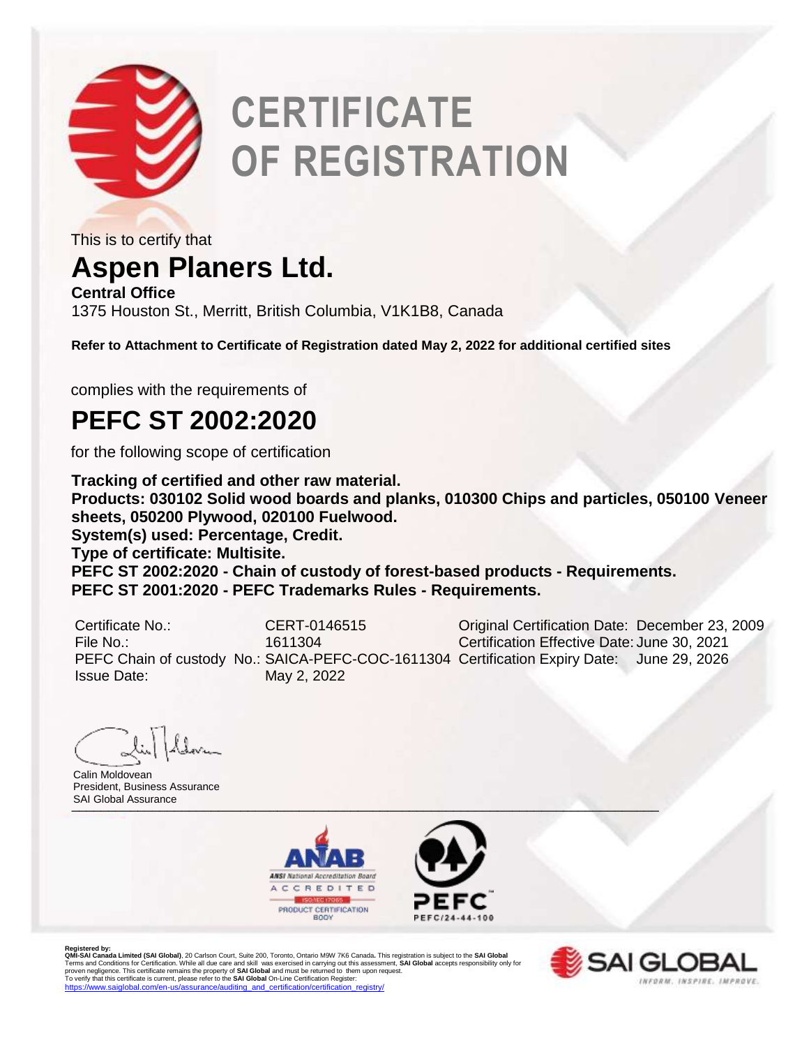# CERTIFICATE OF REGISTRATION

This is to certify that

## Aspen Planers Ltd.

**Central Office**

1375 Houston St., Merritt, British Columbia, V1K1B8, Canada

**Refer to Attachment to Certificate of Registration dated May 2, 2022 for additional certified sites**

complies with the requirements of

## PEFC ST 2002:2020

for the following scope of certification

**Tracking of certified and other raw material.**
**Products: 030102 Solid wood boards and planks, 010300 Chips and particles, 050100 Veneer sheets, 050200 Plywood, 020100 Fuelwood.**
**System(s) used: Percentage, Credit.**
**Type of certificate: Multisite.**
**PEFC ST 2002:2020 - Chain of custody of forest-based products - Requirements.**
**PEFC ST 2001:2020 - PEFC Trademarks Rules - Requirements.**

| | | | |
|---|---|---|---|
| Certificate No.: | CERT-0146515 | Original Certification Date: | December 23, 2009 |
| File No.: | 1611304 | Certification Effective Date: | June 30, 2021 |
| PEFC Chain of custody No.: | SAICA-PEFC-COC-1611304 | Certification Expiry Date: | June 29, 2026 |
| Issue Date: | May 2, 2022 | | |

Calin Moldovean
President, Business Assurance
SAI Global Assurance

ANSI National Accreditation Board ACCREDITED ISO/IEC 17065 PRODUCT CERTIFICATION BODY

PEFC PEFC/24-44-100

**Registered by:**
**QMI-SAI Canada Limited (SAI Global)**, 20 Carlson Court, Suite 200, Toronto, Ontario M9W 7K6 Canada. This registration is subject to the **SAI Global** Terms and Conditions for Certification. While all due care and skill was exercised in carrying out this assessment, **SAI Global** accepts responsibility only for proven negligence. This certificate remains the property of **SAI Global** and must be returned to them upon request.
To verify that this certificate is current, please refer to the **SAI Global** On-Line Certification Register:
https://www.saiglobal.com/en-us/assurance/auditing_and_certification/certification_registry/

SAI GLOBAL INFORM. INSPIRE. IMPROVE.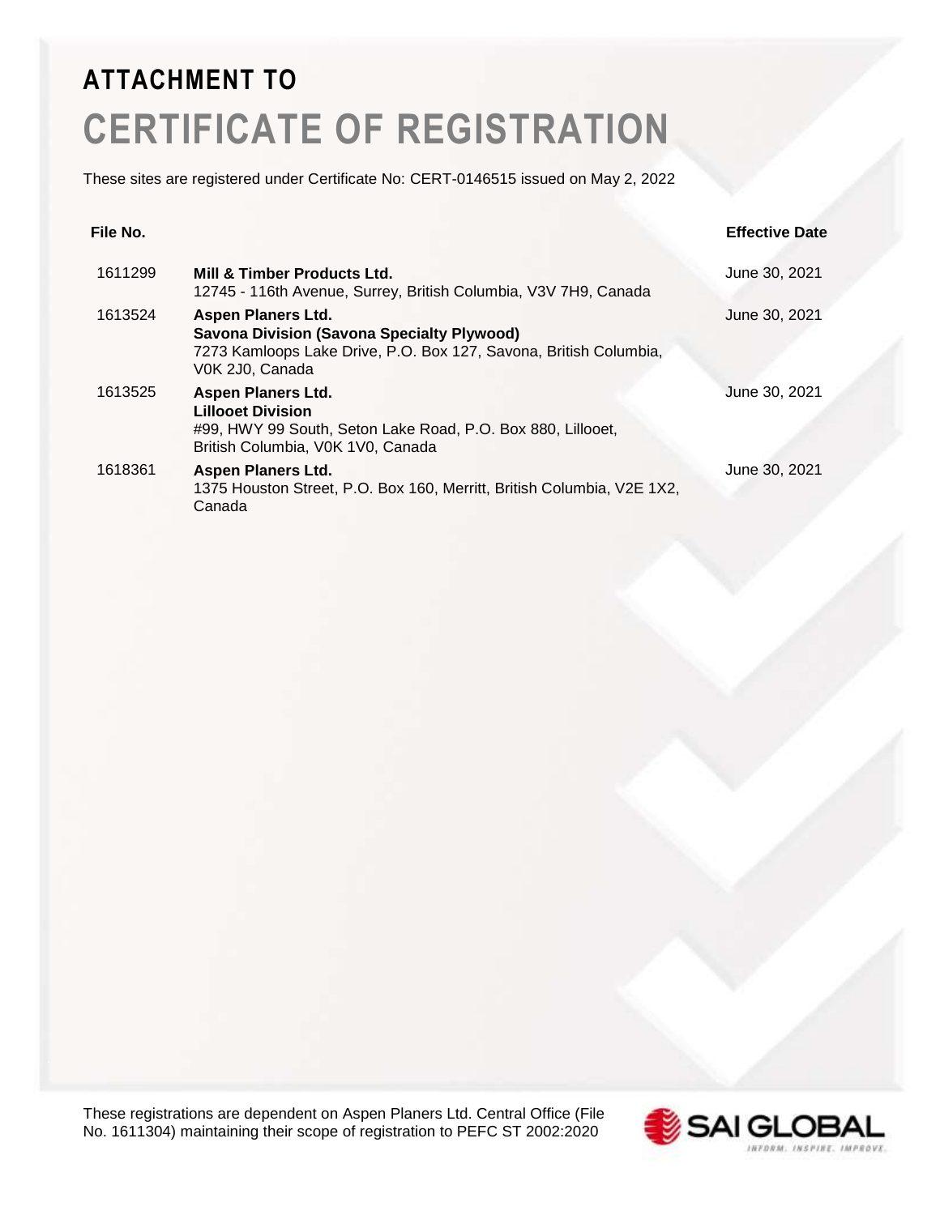## ATTACHMENT TO

# CERTIFICATE OF REGISTRATION

These sites are registered under Certificate No: CERT-0146515 issued on May 2, 2022

| File No. | | Effective Date |
|---|---|---|
| 1611299 | **Mill & Timber Products Ltd.**<br>12745 - 116th Avenue, Surrey, British Columbia, V3V 7H9, Canada | June 30, 2021 |
| 1613524 | **Aspen Planers Ltd.**<br>**Savona Division (Savona Specialty Plywood)**<br>7273 Kamloops Lake Drive, P.O. Box 127, Savona, British Columbia, V0K 2J0, Canada | June 30, 2021 |
| 1613525 | **Aspen Planers Ltd.**<br>**Lillooet Division**<br>#99, HWY 99 South, Seton Lake Road, P.O. Box 880, Lillooet, British Columbia, V0K 1V0, Canada | June 30, 2021 |
| 1618361 | **Aspen Planers Ltd.**<br>1375 Houston Street, P.O. Box 160, Merritt, British Columbia, V2E 1X2, Canada | June 30, 2021 |

These registrations are dependent on Aspen Planers Ltd. Central Office (File No. 1611304) maintaining their scope of registration to PEFC ST 2002:2020

SAI GLOBAL
INFORM. INSPIRE. IMPROVE.